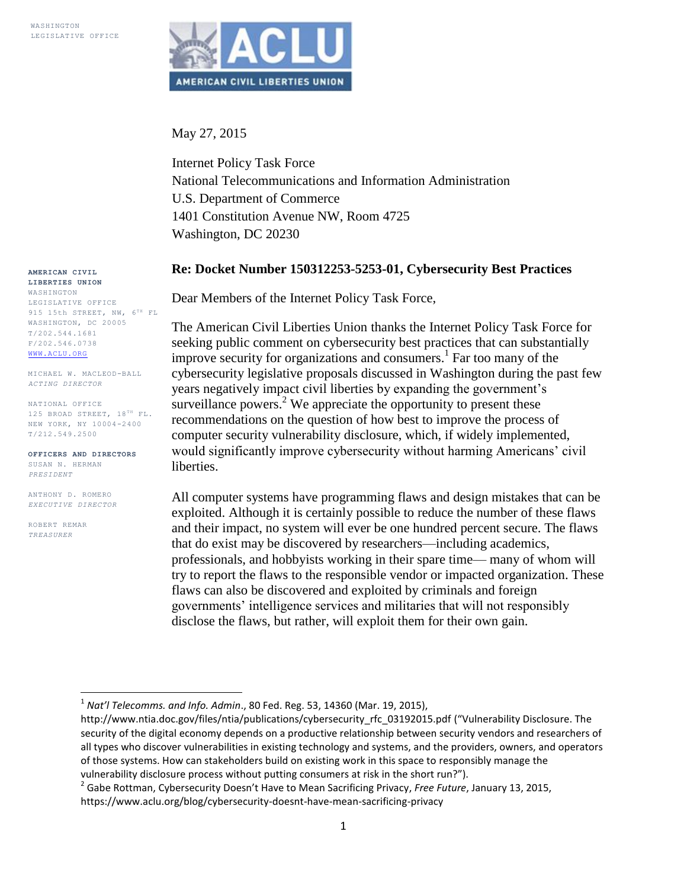WASHINGTON LEGISLATIVE OFFICE

**AMERICAN CIVIL LIBERTIES UNION**
WASHINGTON LEGISLATIVE OFFICE
915 15th STREET, NW, 6TH FL
WASHINGTON, DC 20005
T/202.544.1681
F/202.546.0738
WWW.ACLU.ORG

MICHAEL W. MACLEOD-BALL
*ACTING DIRECTOR*

NATIONAL OFFICE
125 BROAD STREET, 18TH FL.
NEW YORK, NY 10004-2400
T/212.549.2500

**OFFICERS AND DIRECTORS**
SUSAN N. HERMAN
*PRESIDENT*

ANTHONY D. ROMERO
*EXECUTIVE DIRECTOR*

ROBERT REMAR
*TREASURER*

May 27, 2015

Internet Policy Task Force
National Telecommunications and Information Administration
U.S. Department of Commerce
1401 Constitution Avenue NW, Room 4725
Washington, DC 20230

**Re: Docket Number 150312253-5253-01, Cybersecurity Best Practices**

Dear Members of the Internet Policy Task Force,

The American Civil Liberties Union thanks the Internet Policy Task Force for seeking public comment on cybersecurity best practices that can substantially improve security for organizations and consumers.[1] Far too many of the cybersecurity legislative proposals discussed in Washington during the past few years negatively impact civil liberties by expanding the government's surveillance powers.[2] We appreciate the opportunity to present these recommendations on the question of how best to improve the process of computer security vulnerability disclosure, which, if widely implemented, would significantly improve cybersecurity without harming Americans' civil liberties.

All computer systems have programming flaws and design mistakes that can be exploited. Although it is certainly possible to reduce the number of these flaws and their impact, no system will ever be one hundred percent secure. The flaws that do exist may be discovered by researchers—including academics, professionals, and hobbyists working in their spare time— many of whom will try to report the flaws to the responsible vendor or impacted organization. These flaws can also be discovered and exploited by criminals and foreign governments' intelligence services and militaries that will not responsibly disclose the flaws, but rather, will exploit them for their own gain.

---

[1] *Nat'l Telecomms. and Info. Admin*., 80 Fed. Reg. 53, 14360 (Mar. 19, 2015), http://www.ntia.doc.gov/files/ntia/publications/cybersecurity_rfc_03192015.pdf ("Vulnerability Disclosure. The security of the digital economy depends on a productive relationship between security vendors and researchers of all types who discover vulnerabilities in existing technology and systems, and the providers, owners, and operators of those systems. How can stakeholders build on existing work in this space to responsibly manage the vulnerability disclosure process without putting consumers at risk in the short run?").

[2] Gabe Rottman, Cybersecurity Doesn't Have to Mean Sacrificing Privacy, *Free Future*, January 13, 2015, https://www.aclu.org/blog/cybersecurity-doesnt-have-mean-sacrificing-privacy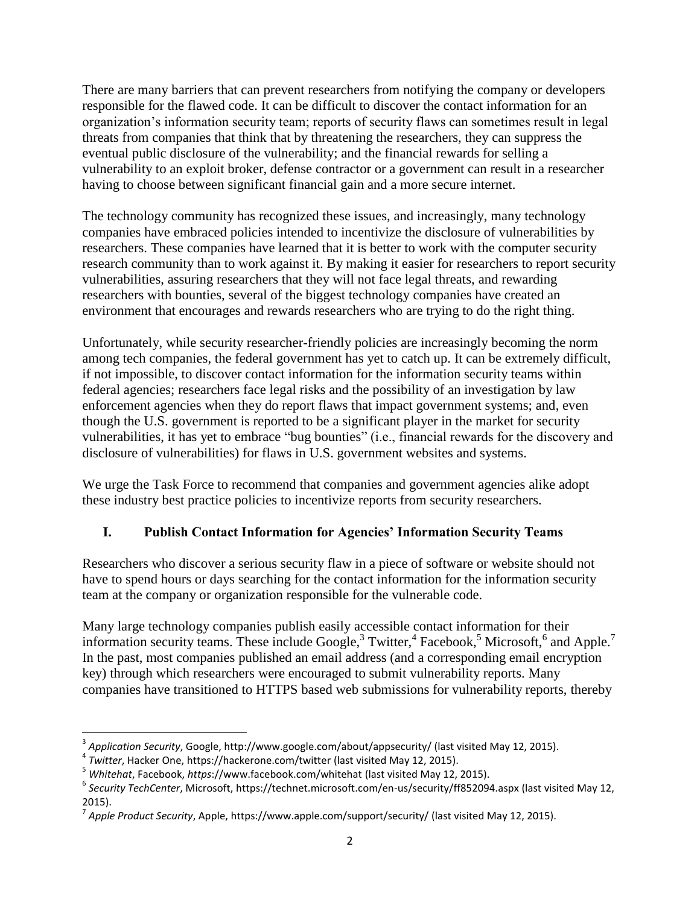There are many barriers that can prevent researchers from notifying the company or developers responsible for the flawed code. It can be difficult to discover the contact information for an organization's information security team; reports of security flaws can sometimes result in legal threats from companies that think that by threatening the researchers, they can suppress the eventual public disclosure of the vulnerability; and the financial rewards for selling a vulnerability to an exploit broker, defense contractor or a government can result in a researcher having to choose between significant financial gain and a more secure internet.

The technology community has recognized these issues, and increasingly, many technology companies have embraced policies intended to incentivize the disclosure of vulnerabilities by researchers. These companies have learned that it is better to work with the computer security research community than to work against it. By making it easier for researchers to report security vulnerabilities, assuring researchers that they will not face legal threats, and rewarding researchers with bounties, several of the biggest technology companies have created an environment that encourages and rewards researchers who are trying to do the right thing.

Unfortunately, while security researcher-friendly policies are increasingly becoming the norm among tech companies, the federal government has yet to catch up. It can be extremely difficult, if not impossible, to discover contact information for the information security teams within federal agencies; researchers face legal risks and the possibility of an investigation by law enforcement agencies when they do report flaws that impact government systems; and, even though the U.S. government is reported to be a significant player in the market for security vulnerabilities, it has yet to embrace "bug bounties" (i.e., financial rewards for the discovery and disclosure of vulnerabilities) for flaws in U.S. government websites and systems.

We urge the Task Force to recommend that companies and government agencies alike adopt these industry best practice policies to incentivize reports from security researchers.

## I. Publish Contact Information for Agencies' Information Security Teams

Researchers who discover a serious security flaw in a piece of software or website should not have to spend hours or days searching for the contact information for the information security team at the company or organization responsible for the vulnerable code.

Many large technology companies publish easily accessible contact information for their information security teams. These include Google,[3] Twitter,[4] Facebook,[5] Microsoft,[6] and Apple.[7] In the past, most companies published an email address (and a corresponding email encryption key) through which researchers were encouraged to submit vulnerability reports. Many companies have transitioned to HTTPS based web submissions for vulnerability reports, thereby

---

[3] *Application Security*, Google, http://www.google.com/about/appsecurity/ (last visited May 12, 2015).

[4] *Twitter*, Hacker One, https://hackerone.com/twitter (last visited May 12, 2015).

[5] *Whitehat*, Facebook, *https*://www.facebook.com/whitehat (last visited May 12, 2015).

[6] *Security TechCenter*, Microsoft, https://technet.microsoft.com/en-us/security/ff852094.aspx (last visited May 12, 2015).

[7] *Apple Product Security*, Apple, https://www.apple.com/support/security/ (last visited May 12, 2015).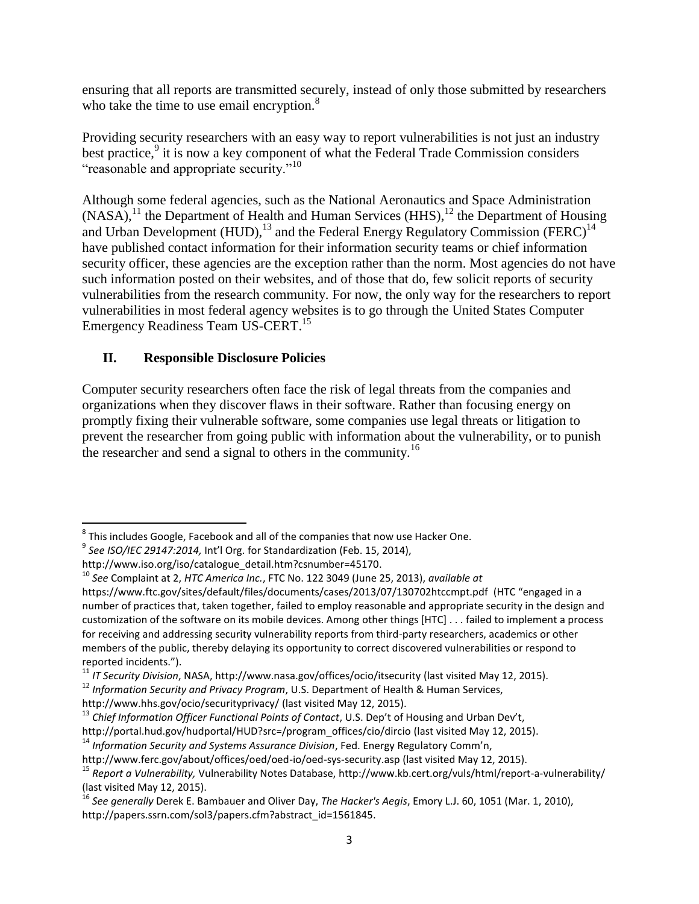ensuring that all reports are transmitted securely, instead of only those submitted by researchers who take the time to use email encryption.[8]

Providing security researchers with an easy way to report vulnerabilities is not just an industry best practice,[9] it is now a key component of what the Federal Trade Commission considers "reasonable and appropriate security."[10]

Although some federal agencies, such as the National Aeronautics and Space Administration (NASA),[11] the Department of Health and Human Services (HHS),[12] the Department of Housing and Urban Development (HUD),[13] and the Federal Energy Regulatory Commission (FERC)[14] have published contact information for their information security teams or chief information security officer, these agencies are the exception rather than the norm. Most agencies do not have such information posted on their websites, and of those that do, few solicit reports of security vulnerabilities from the research community. For now, the only way for the researchers to report vulnerabilities in most federal agency websites is to go through the United States Computer Emergency Readiness Team US-CERT.[15]

## II. Responsible Disclosure Policies

Computer security researchers often face the risk of legal threats from the companies and organizations when they discover flaws in their software. Rather than focusing energy on promptly fixing their vulnerable software, some companies use legal threats or litigation to prevent the researcher from going public with information about the vulnerability, or to punish the researcher and send a signal to others in the community.[16]

---

[8] This includes Google, Facebook and all of the companies that now use Hacker One.

[9] *See ISO/IEC 29147:2014,* Int'l Org. for Standardization (Feb. 15, 2014), http://www.iso.org/iso/catalogue_detail.htm?csnumber=45170.

[10] *See* Complaint at 2, *HTC America Inc.*, FTC No. 122 3049 (June 25, 2013), *available at* https://www.ftc.gov/sites/default/files/documents/cases/2013/07/130702htccmpt.pdf (HTC "engaged in a number of practices that, taken together, failed to employ reasonable and appropriate security in the design and customization of the software on its mobile devices. Among other things [HTC] . . . failed to implement a process for receiving and addressing security vulnerability reports from third-party researchers, academics or other members of the public, thereby delaying its opportunity to correct discovered vulnerabilities or respond to reported incidents.").

[11] *IT Security Division*, NASA, http://www.nasa.gov/offices/ocio/itsecurity (last visited May 12, 2015).

[12] *Information Security and Privacy Program*, U.S. Department of Health & Human Services, http://www.hhs.gov/ocio/securityprivacy/ (last visited May 12, 2015).

[13] *Chief Information Officer Functional Points of Contact*, U.S. Dep't of Housing and Urban Dev't, http://portal.hud.gov/hudportal/HUD?src=/program_offices/cio/dircio (last visited May 12, 2015).

[14] *Information Security and Systems Assurance Division*, Fed. Energy Regulatory Comm'n, http://www.ferc.gov/about/offices/oed/oed-io/oed-sys-security.asp (last visited May 12, 2015).

[15] *Report a Vulnerability,* Vulnerability Notes Database, http://www.kb.cert.org/vuls/html/report-a-vulnerability/ (last visited May 12, 2015).

[16] *See generally* Derek E. Bambauer and Oliver Day, *The Hacker's Aegis*, Emory L.J. 60, 1051 (Mar. 1, 2010), http://papers.ssrn.com/sol3/papers.cfm?abstract_id=1561845.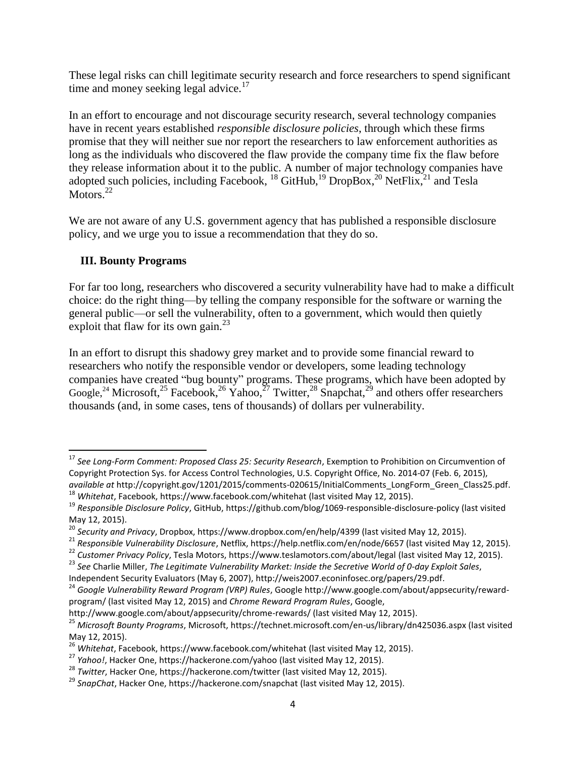These legal risks can chill legitimate security research and force researchers to spend significant time and money seeking legal advice.[17]

In an effort to encourage and not discourage security research, several technology companies have in recent years established *responsible disclosure policies*, through which these firms promise that they will neither sue nor report the researchers to law enforcement authorities as long as the individuals who discovered the flaw provide the company time fix the flaw before they release information about it to the public. A number of major technology companies have adopted such policies, including Facebook, [18] GitHub,[19] DropBox,[20] NetFlix,[21] and Tesla Motors.[22]

We are not aware of any U.S. government agency that has published a responsible disclosure policy, and we urge you to issue a recommendation that they do so.

## III. Bounty Programs

For far too long, researchers who discovered a security vulnerability have had to make a difficult choice: do the right thing—by telling the company responsible for the software or warning the general public—or sell the vulnerability, often to a government, which would then quietly exploit that flaw for its own gain.[23]

In an effort to disrupt this shadowy grey market and to provide some financial reward to researchers who notify the responsible vendor or developers, some leading technology companies have created "bug bounty" programs. These programs, which have been adopted by Google,[24] Microsoft,[25] Facebook,[26] Yahoo,[27] Twitter,[28] Snapchat,[29] and others offer researchers thousands (and, in some cases, tens of thousands) of dollars per vulnerability.

---

[17] *See Long-Form Comment: Proposed Class 25: Security Research*, Exemption to Prohibition on Circumvention of Copyright Protection Sys. for Access Control Technologies, U.S. Copyright Office, No. 2014-07 (Feb. 6, 2015), *available at* http://copyright.gov/1201/2015/comments-020615/InitialComments_LongForm_Green_Class25.pdf.

[18] *Whitehat*, Facebook, https://www.facebook.com/whitehat (last visited May 12, 2015).

[19] *Responsible Disclosure Policy*, GitHub, https://github.com/blog/1069-responsible-disclosure-policy (last visited May 12, 2015).

[20] *Security and Privacy*, Dropbox, https://www.dropbox.com/en/help/4399 (last visited May 12, 2015).

[21] *Responsible Vulnerability Disclosure*, Netflix, https://help.netflix.com/en/node/6657 (last visited May 12, 2015).

[22] *Customer Privacy Policy*, Tesla Motors, https://www.teslamotors.com/about/legal (last visited May 12, 2015).

[23] *See* Charlie Miller, *The Legitimate Vulnerability Market: Inside the Secretive World of 0-day Exploit Sales*, Independent Security Evaluators (May 6, 2007), http://weis2007.econinfosec.org/papers/29.pdf.

[24] *Google Vulnerability Reward Program (VRP) Rules*, Google http://www.google.com/about/appsecurity/reward-program/ (last visited May 12, 2015) and *Chrome Reward Program Rules*, Google, http://www.google.com/about/appsecurity/chrome-rewards/ (last visited May 12, 2015).

[25] *Microsoft Bounty Programs*, Microsoft, https://technet.microsoft.com/en-us/library/dn425036.aspx (last visited May 12, 2015).

[26] *Whitehat*, Facebook, https://www.facebook.com/whitehat (last visited May 12, 2015).

[27] *Yahoo!*, Hacker One, https://hackerone.com/yahoo (last visited May 12, 2015).

[28] *Twitter*, Hacker One, https://hackerone.com/twitter (last visited May 12, 2015).

[29] *SnapChat*, Hacker One, https://hackerone.com/snapchat (last visited May 12, 2015).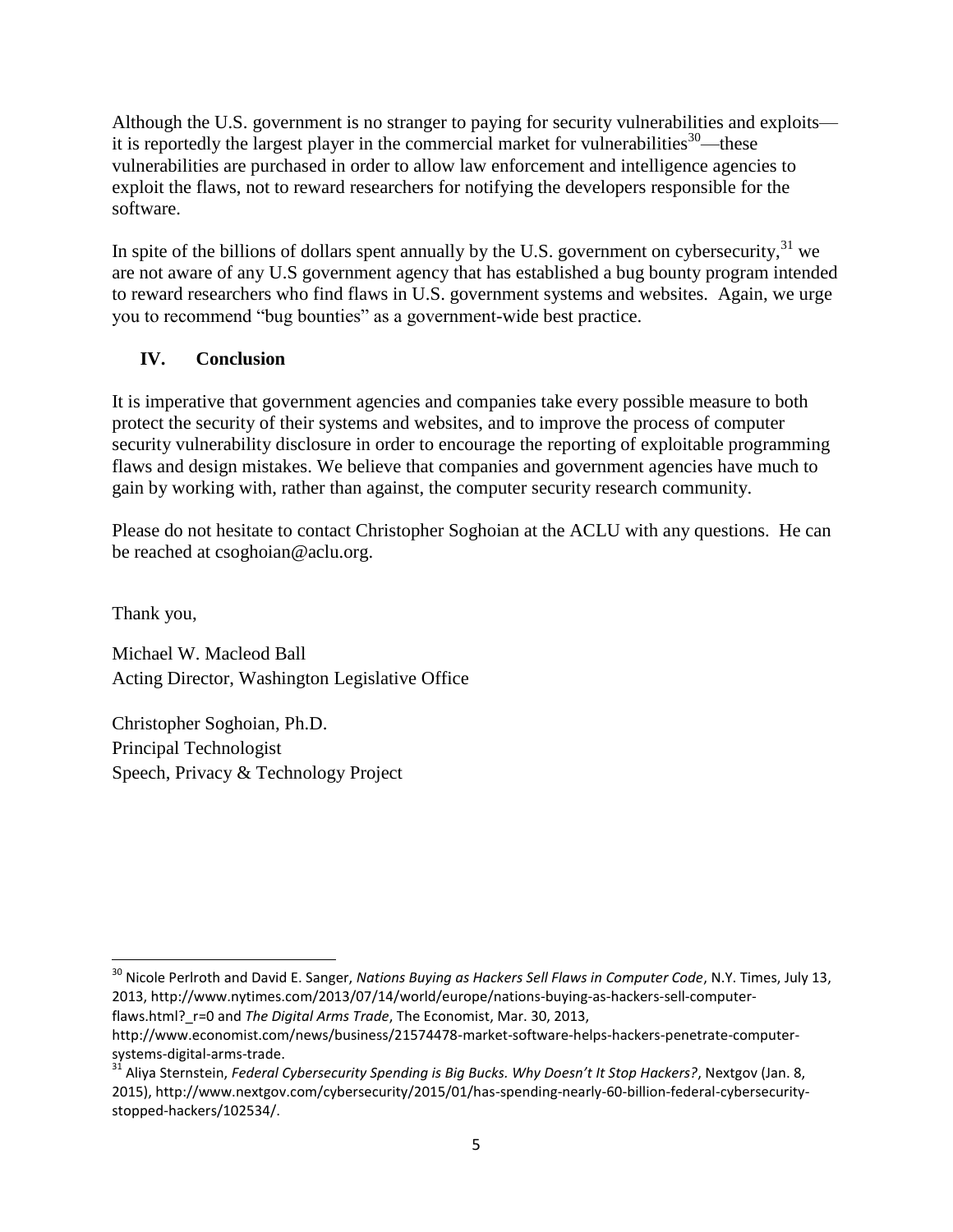Although the U.S. government is no stranger to paying for security vulnerabilities and exploits—it is reportedly the largest player in the commercial market for vulnerabilities[30]—these vulnerabilities are purchased in order to allow law enforcement and intelligence agencies to exploit the flaws, not to reward researchers for notifying the developers responsible for the software.

In spite of the billions of dollars spent annually by the U.S. government on cybersecurity,[31] we are not aware of any U.S government agency that has established a bug bounty program intended to reward researchers who find flaws in U.S. government systems and websites. Again, we urge you to recommend "bug bounties" as a government-wide best practice.

## IV. Conclusion

It is imperative that government agencies and companies take every possible measure to both protect the security of their systems and websites, and to improve the process of computer security vulnerability disclosure in order to encourage the reporting of exploitable programming flaws and design mistakes. We believe that companies and government agencies have much to gain by working with, rather than against, the computer security research community.

Please do not hesitate to contact Christopher Soghoian at the ACLU with any questions. He can be reached at csoghoian@aclu.org.

Thank you,

Michael W. Macleod Ball
Acting Director, Washington Legislative Office

Christopher Soghoian, Ph.D.
Principal Technologist
Speech, Privacy & Technology Project

---

[30] Nicole Perlroth and David E. Sanger, *Nations Buying as Hackers Sell Flaws in Computer Code*, N.Y. Times, July 13, 2013, http://www.nytimes.com/2013/07/14/world/europe/nations-buying-as-hackers-sell-computer-flaws.html?_r=0 and *The Digital Arms Trade*, The Economist, Mar. 30, 2013, http://www.economist.com/news/business/21574478-market-software-helps-hackers-penetrate-computer-systems-digital-arms-trade.

[31] Aliya Sternstein, *Federal Cybersecurity Spending is Big Bucks. Why Doesn't It Stop Hackers?*, Nextgov (Jan. 8, 2015), http://www.nextgov.com/cybersecurity/2015/01/has-spending-nearly-60-billion-federal-cybersecurity-stopped-hackers/102534/.